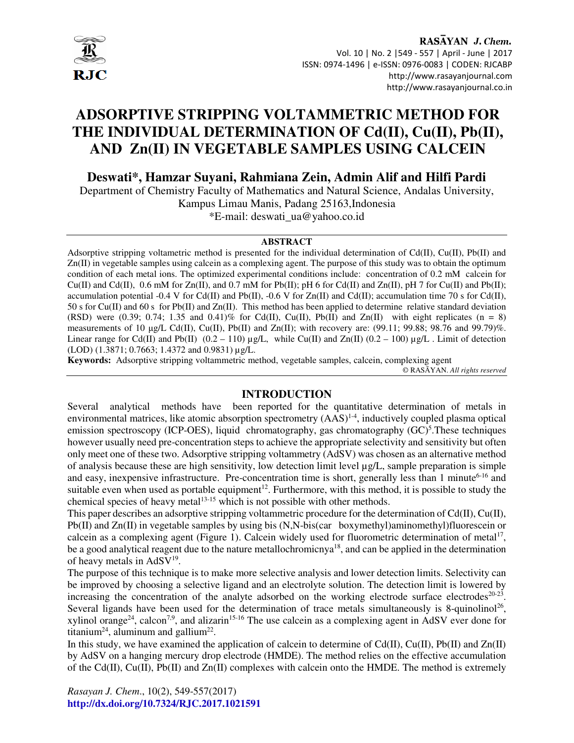# ADSORPTIVE STRIPPING VOLTAMMETRIC METHOD FOR THE INDIVIDUAL DETERMINATION OF Cd(II), Cu(II), Pb(II), AND Zn(II) IN VEGETABLE SAMPLES USING CALCEIN

**Deswati*, Hamzar Suyani, Rahmiana Zein, Admin Alif and Hilfi Pardi**

Department of Chemistry Faculty of Mathematics and Natural Science, Andalas University, Kampus Limau Manis, Padang 25163,Indonesia

*E-mail: deswati_ua@yahoo.co.id

## ABSTRACT

Adsorptive stripping voltametric method is presented for the individual determination of Cd(II), Cu(II), Pb(II) and Zn(II) in vegetable samples using calcein as a complexing agent. The purpose of this study was to obtain the optimum condition of each metal ions. The optimized experimental conditions include: concentration of 0.2 mM calcein for Cu(II) and Cd(II), 0.6 mM for Zn(II), and 0.7 mM for Pb(II); pH 6 for Cd(II) and Zn(II), pH 7 for Cu(II) and Pb(II); accumulation potential -0.4 V for Cd(II) and Pb(II), -0.6 V for Zn(II) and Cd(II); accumulation time 70 s for Cd(II), 50 s for Cu(II) and 60 s for Pb(II) and Zn(II). This method has been applied to determine relative standard deviation (RSD) were (0.39; 0.74; 1.35 and 0.41)% for Cd(II), Cu(II), Pb(II) and Zn(II) with eight replicates (n = 8) measurements of 10 µg/L Cd(II), Cu(II), Pb(II) and Zn(II); with recovery are: (99.11; 99.88; 98.76 and 99.79)%. Linear range for Cd(II) and Pb(II) (0.2 – 110) µg/L, while Cu(II) and Zn(II) (0.2 – 100) µg/L . Limit of detection (LOD) (1.3871; 0.7663; 1.4372 and 0.9831) µg/L.

**Keywords:** Adsorptive stripping voltammetric method, vegetable samples, calcein, complexing agent

© RASĀYAN. *All rights reserved*

## INTRODUCTION

Several analytical methods have been reported for the quantitative determination of metals in environmental matrices, like atomic absorption spectrometry (AAS)[1-4], inductively coupled plasma optical emission spectroscopy (ICP-OES), liquid chromatography, gas chromatography (GC)[5].These techniques however usually need pre-concentration steps to achieve the appropriate selectivity and sensitivity but often only meet one of these two. Adsorptive stripping voltammetry (AdSV) was chosen as an alternative method of analysis because these are high sensitivity, low detection limit level µg/L, sample preparation is simple and easy, inexpensive infrastructure. Pre-concentration time is short, generally less than 1 minute[6-16] and suitable even when used as portable equipment[12]. Furthermore, with this method, it is possible to study the chemical species of heavy metal[13-15] which is not possible with other methods.

This paper describes an adsorptive stripping voltammetric procedure for the determination of Cd(II), Cu(II), Pb(II) and Zn(II) in vegetable samples by using bis (N,N-bis(car boxymethyl)aminomethyl)fluorescein or calcein as a complexing agent (Figure 1). Calcein widely used for fluorometric determination of metal[17], be a good analytical reagent due to the nature metallochromicnya[18], and can be applied in the determination of heavy metals in AdSV[19].

The purpose of this technique is to make more selective analysis and lower detection limits. Selectivity can be improved by choosing a selective ligand and an electrolyte solution. The detection limit is lowered by increasing the concentration of the analyte adsorbed on the working electrode surface electrodes[20-23]. Several ligands have been used for the determination of trace metals simultaneously is 8-quinolinol[26], xylinol orange[24], calcon[7,9], and alizarin[15-16] The use calcein as a complexing agent in AdSV ever done for titanium[24], aluminum and gallium[22].

In this study, we have examined the application of calcein to determine of Cd(II), Cu(II), Pb(II) and Zn(II) by AdSV on a hanging mercury drop electrode (HMDE). The method relies on the effective accumulation of the Cd(II), Cu(II), Pb(II) and Zn(II) complexes with calcein onto the HMDE. The method is extremely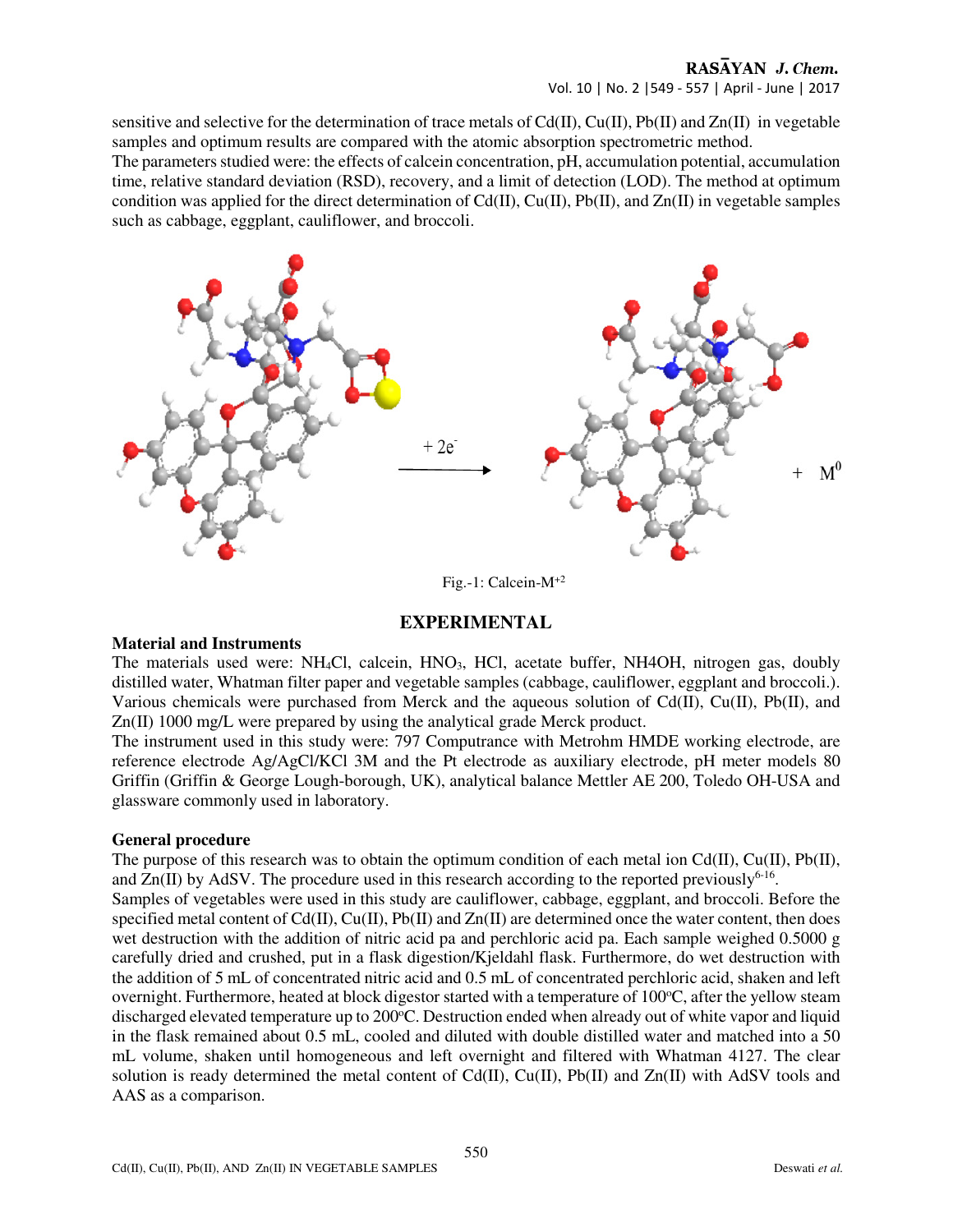sensitive and selective for the determination of trace metals of Cd(II), Cu(II), Pb(II) and Zn(II) in vegetable samples and optimum results are compared with the atomic absorption spectrometric method.

The parameters studied were: the effects of calcein concentration, pH, accumulation potential, accumulation time, relative standard deviation (RSD), recovery, and a limit of detection (LOD). The method at optimum condition was applied for the direct determination of Cd(II), Cu(II), Pb(II), and Zn(II) in vegetable samples such as cabbage, eggplant, cauliflower, and broccoli.

Fig.-1: Calcein-$M^{+2}$

## EXPERIMENTAL

### Material and Instruments

The materials used were: $NH_4Cl$, calcein, $HNO_3$, HCl, acetate buffer, NH4OH, nitrogen gas, doubly distilled water, Whatman filter paper and vegetable samples (cabbage, cauliflower, eggplant and broccoli.). Various chemicals were purchased from Merck and the aqueous solution of Cd(II), Cu(II), Pb(II), and Zn(II) 1000 mg/L were prepared by using the analytical grade Merck product.

The instrument used in this study were: 797 Computrance with Metrohm HMDE working electrode, are reference electrode Ag/AgCl/KCl 3M and the Pt electrode as auxiliary electrode, pH meter models 80 Griffin (Griffin & George Lough-borough, UK), analytical balance Mettler AE 200, Toledo OH-USA and glassware commonly used in laboratory.

### General procedure

The purpose of this research was to obtain the optimum condition of each metal ion Cd(II), Cu(II), Pb(II), and Zn(II) by AdSV. The procedure used in this research according to the reported previously[6-16].

Samples of vegetables were used in this study are cauliflower, cabbage, eggplant, and broccoli. Before the specified metal content of Cd(II), Cu(II), Pb(II) and Zn(II) are determined once the water content, then does wet destruction with the addition of nitric acid pa and perchloric acid pa. Each sample weighed 0.5000 g carefully dried and crushed, put in a flask digestion/Kjeldahl flask. Furthermore, do wet destruction with the addition of 5 mL of concentrated nitric acid and 0.5 mL of concentrated perchloric acid, shaken and left overnight. Furthermore, heated at block digestor started with a temperature of 100°C, after the yellow steam discharged elevated temperature up to 200°C. Destruction ended when already out of white vapor and liquid in the flask remained about 0.5 mL, cooled and diluted with double distilled water and matched into a 50 mL volume, shaken until homogeneous and left overnight and filtered with Whatman 4127. The clear solution is ready determined the metal content of Cd(II), Cu(II), Pb(II) and Zn(II) with AdSV tools and AAS as a comparison.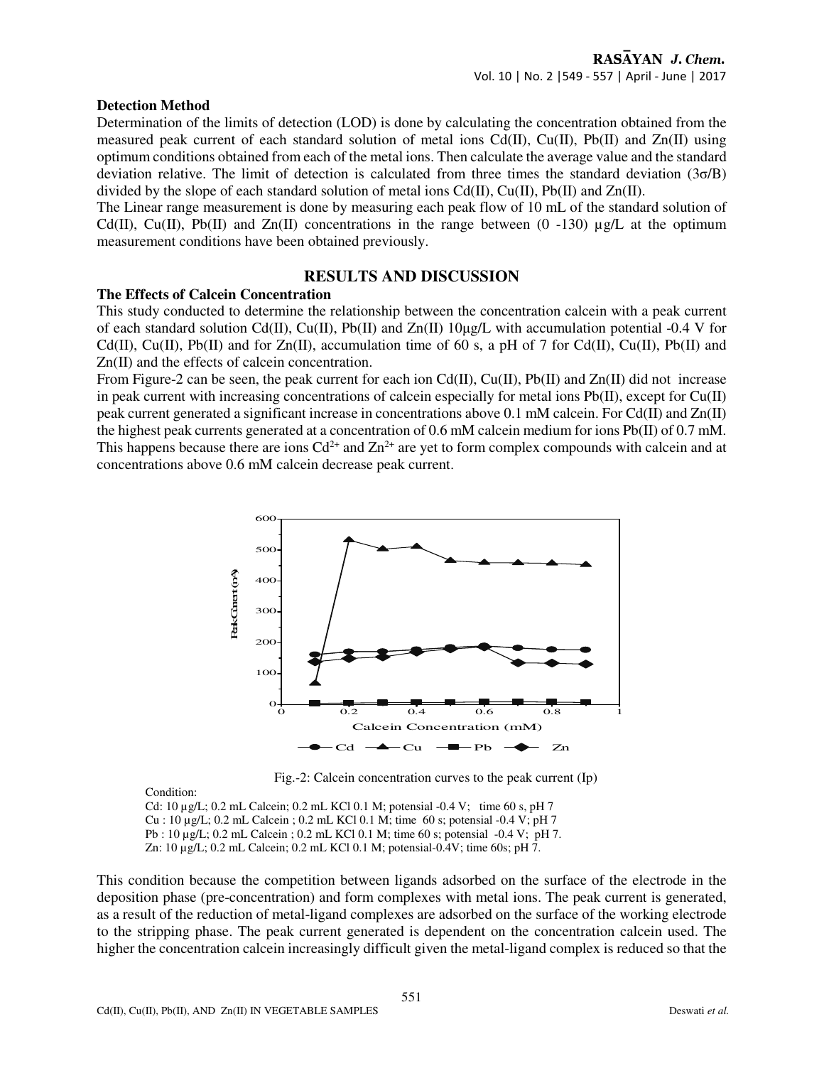### Detection Method

Determination of the limits of detection (LOD) is done by calculating the concentration obtained from the measured peak current of each standard solution of metal ions Cd(II), Cu(II), Pb(II) and Zn(II) using optimum conditions obtained from each of the metal ions. Then calculate the average value and the standard deviation relative. The limit of detection is calculated from three times the standard deviation (3σ/B) divided by the slope of each standard solution of metal ions Cd(II), Cu(II), Pb(II) and Zn(II).

The Linear range measurement is done by measuring each peak flow of 10 mL of the standard solution of Cd(II), Cu(II), Pb(II) and Zn(II) concentrations in the range between (0 -130) µg/L at the optimum measurement conditions have been obtained previously.

## RESULTS AND DISCUSSION

### The Effects of Calcein Concentration

This study conducted to determine the relationship between the concentration calcein with a peak current of each standard solution Cd(II), Cu(II), Pb(II) and Zn(II) 10µg/L with accumulation potential -0.4 V for Cd(II), Cu(II), Pb(II) and for Zn(II), accumulation time of 60 s, a pH of 7 for Cd(II), Cu(II), Pb(II) and Zn(II) and the effects of calcein concentration.

From Figure-2 can be seen, the peak current for each ion Cd(II), Cu(II), Pb(II) and Zn(II) did not increase in peak current with increasing concentrations of calcein especially for metal ions Pb(II), except for Cu(II) peak current generated a significant increase in concentrations above 0.1 mM calcein. For Cd(II) and Zn(II) the highest peak currents generated at a concentration of 0.6 mM calcein medium for ions Pb(II) of 0.7 mM. This happens because there are ions $Cd^{2+}$ and $Zn^{2+}$ are yet to form complex compounds with calcein and at concentrations above 0.6 mM calcein decrease peak current.

Fig.-2: Calcein concentration curves to the peak current (Ip)

Condition:
Cd: 10 µg/L; 0.2 mL Calcein; 0.2 mL KCl 0.1 M; potensial -0.4 V; time 60 s, pH 7
Cu : 10 µg/L; 0.2 mL Calcein ; 0.2 mL KCl 0.1 M; time 60 s; potensial -0.4 V; pH 7
Pb : 10 µg/L; 0.2 mL Calcein ; 0.2 mL KCl 0.1 M; time 60 s; potensial -0.4 V; pH 7.
Zn: 10 µg/L; 0.2 mL Calcein; 0.2 mL KCl 0.1 M; potensial-0.4V; time 60s; pH 7.

This condition because the competition between ligands adsorbed on the surface of the electrode in the deposition phase (pre-concentration) and form complexes with metal ions. The peak current is generated, as a result of the reduction of metal-ligand complexes are adsorbed on the surface of the working electrode to the stripping phase. The peak current generated is dependent on the concentration calcein used. The higher the concentration calcein increasingly difficult given the metal-ligand complex is reduced so that the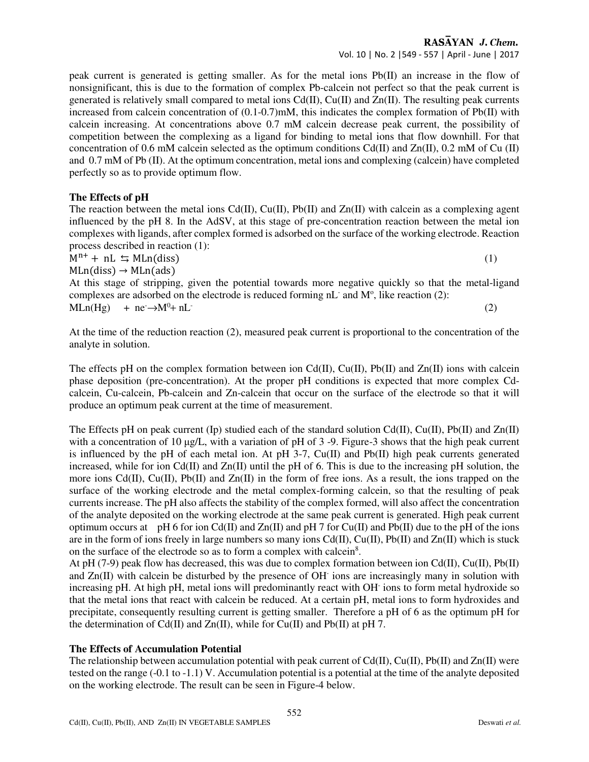peak current is generated is getting smaller. As for the metal ions Pb(II) an increase in the flow of nonsignificant, this is due to the formation of complex Pb-calcein not perfect so that the peak current is generated is relatively small compared to metal ions Cd(II), Cu(II) and Zn(II). The resulting peak currents increased from calcein concentration of (0.1-0.7)mM, this indicates the complex formation of Pb(II) with calcein increasing. At concentrations above 0.7 mM calcein decrease peak current, the possibility of competition between the complexing as a ligand for binding to metal ions that flow downhill. For that concentration of 0.6 mM calcein selected as the optimum conditions Cd(II) and Zn(II), 0.2 mM of Cu (II) and 0.7 mM of Pb (II). At the optimum concentration, metal ions and complexing (calcein) have completed perfectly so as to provide optimum flow.

**The Effects of pH**

The reaction between the metal ions Cd(II), Cu(II), Pb(II) and Zn(II) with calcein as a complexing agent influenced by the pH 8. In the AdSV, at this stage of pre-concentration reaction between the metal ion complexes with ligands, after complex formed is adsorbed on the surface of the working electrode. Reaction process described in reaction (1):

$$M^{n+} + nL \leftrightarrows MLn(diss) \quad (1)$$

$$MLn(diss) \rightarrow MLn(ads)$$

At this stage of stripping, given the potential towards more negative quickly so that the metal-ligand complexes are adsorbed on the electrode is reduced forming $nL^-$ and $M^o$, like reaction (2):

$$MLn(Hg) + ne^- \rightarrow M^0 + nL^- \quad (2)$$

At the time of the reduction reaction (2), measured peak current is proportional to the concentration of the analyte in solution.

The effects pH on the complex formation between ion Cd(II), Cu(II), Pb(II) and Zn(II) ions with calcein phase deposition (pre-concentration). At the proper pH conditions is expected that more complex Cd-calcein, Cu-calcein, Pb-calcein and Zn-calcein that occur on the surface of the electrode so that it will produce an optimum peak current at the time of measurement.

The Effects pH on peak current (Ip) studied each of the standard solution Cd(II), Cu(II), Pb(II) and Zn(II) with a concentration of 10 µg/L, with a variation of pH of 3 -9. Figure-3 shows that the high peak current is influenced by the pH of each metal ion. At pH 3-7, Cu(II) and Pb(II) high peak currents generated increased, while for ion Cd(II) and Zn(II) until the pH of 6. This is due to the increasing pH solution, the more ions Cd(II), Cu(II), Pb(II) and Zn(II) in the form of free ions. As a result, the ions trapped on the surface of the working electrode and the metal complex-forming calcein, so that the resulting of peak currents increase. The pH also affects the stability of the complex formed, will also affect the concentration of the analyte deposited on the working electrode at the same peak current is generated. High peak current optimum occurs at pH 6 for ion Cd(II) and Zn(II) and pH 7 for Cu(II) and Pb(II) due to the pH of the ions are in the form of ions freely in large numbers so many ions Cd(II), Cu(II), Pb(II) and Zn(II) which is stuck on the surface of the electrode so as to form a complex with calcein[8].

At pH (7-9) peak flow has decreased, this was due to complex formation between ion Cd(II), Cu(II), Pb(II) and Zn(II) with calcein be disturbed by the presence of $OH^-$ ions are increasingly many in solution with increasing pH. At high pH, metal ions will predominantly react with $OH^-$ ions to form metal hydroxide so that the metal ions that react with calcein be reduced. At a certain pH, metal ions to form hydroxides and precipitate, consequently resulting current is getting smaller. Therefore a pH of 6 as the optimum pH for the determination of Cd(II) and Zn(II), while for Cu(II) and Pb(II) at pH 7.

**The Effects of Accumulation Potential**

The relationship between accumulation potential with peak current of Cd(II), Cu(II), Pb(II) and Zn(II) were tested on the range (-0.1 to -1.1) V. Accumulation potential is a potential at the time of the analyte deposited on the working electrode. The result can be seen in Figure-4 below.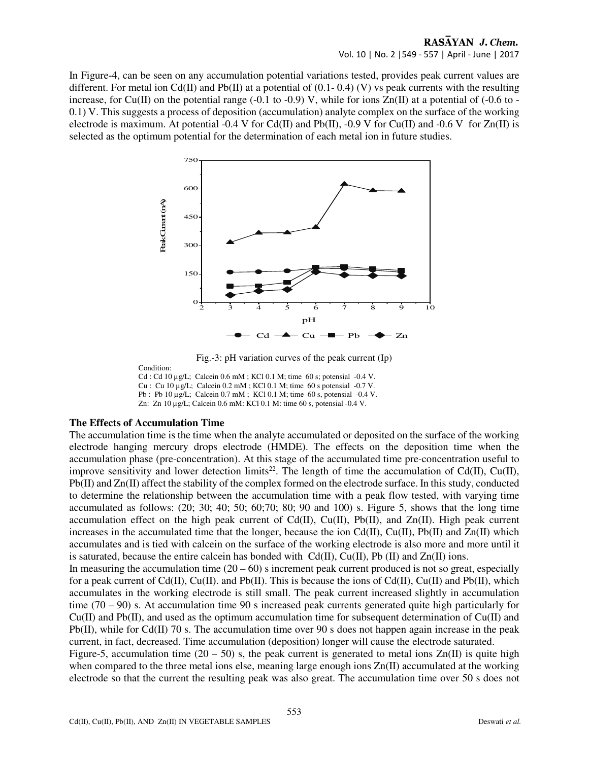In Figure-4, can be seen on any accumulation potential variations tested, provides peak current values are different. For metal ion Cd(II) and Pb(II) at a potential of (0.1- 0.4) (V) vs peak currents with the resulting increase, for Cu(II) on the potential range (-0.1 to -0.9) V, while for ions Zn(II) at a potential of (-0.6 to -0.1) V. This suggests a process of deposition (accumulation) analyte complex on the surface of the working electrode is maximum. At potential -0.4 V for Cd(II) and Pb(II), -0.9 V for Cu(II) and -0.6 V for Zn(II) is selected as the optimum potential for the determination of each metal ion in future studies.

Fig.-3: pH variation curves of the peak current (Ip)

Condition:
Cd : Cd 10 µg/L; Calcein 0.6 mM ; KCl 0.1 M; time 60 s; potensial -0.4 V.
Cu : Cu 10 µg/L; Calcein 0.2 mM ; KCl 0.1 M; time 60 s potensial -0.7 V.
Pb : Pb 10 µg/L; Calcein 0.7 mM ; KCl 0.1 M; time 60 s, potensial -0.4 V.
Zn: Zn 10 µg/L; Calcein 0.6 mM: KCl 0.1 M: time 60 s, potensial -0.4 V.

### The Effects of Accumulation Time

The accumulation time is the time when the analyte accumulated or deposited on the surface of the working electrode hanging mercury drops electrode (HMDE). The effects on the deposition time when the accumulation phase (pre-concentration). At this stage of the accumulated time pre-concentration useful to improve sensitivity and lower detection limits[22]. The length of time the accumulation of Cd(II), Cu(II), Pb(II) and Zn(II) affect the stability of the complex formed on the electrode surface. In this study, conducted to determine the relationship between the accumulation time with a peak flow tested, with varying time accumulated as follows: (20; 30; 40; 50; 60;70; 80; 90 and 100) s. Figure 5, shows that the long time accumulation effect on the high peak current of Cd(II), Cu(II), Pb(II), and Zn(II). High peak current increases in the accumulated time that the longer, because the ion Cd(II), Cu(II), Pb(II) and Zn(II) which accumulates and is tied with calcein on the surface of the working electrode is also more and more until it is saturated, because the entire calcein has bonded with Cd(II), Cu(II), Pb (II) and Zn(II) ions.

In measuring the accumulation time (20 – 60) s increment peak current produced is not so great, especially for a peak current of Cd(II), Cu(II). and Pb(II). This is because the ions of Cd(II), Cu(II) and Pb(II), which accumulates in the working electrode is still small. The peak current increased slightly in accumulation time (70 – 90) s. At accumulation time 90 s increased peak currents generated quite high particularly for Cu(II) and Pb(II), and used as the optimum accumulation time for subsequent determination of Cu(II) and Pb(II), while for Cd(II) 70 s. The accumulation time over 90 s does not happen again increase in the peak current, in fact, decreased. Time accumulation (deposition) longer will cause the electrode saturated.

Figure-5, accumulation time (20 – 50) s, the peak current is generated to metal ions Zn(II) is quite high when compared to the three metal ions else, meaning large enough ions Zn(II) accumulated at the working electrode so that the current the resulting peak was also great. The accumulation time over 50 s does not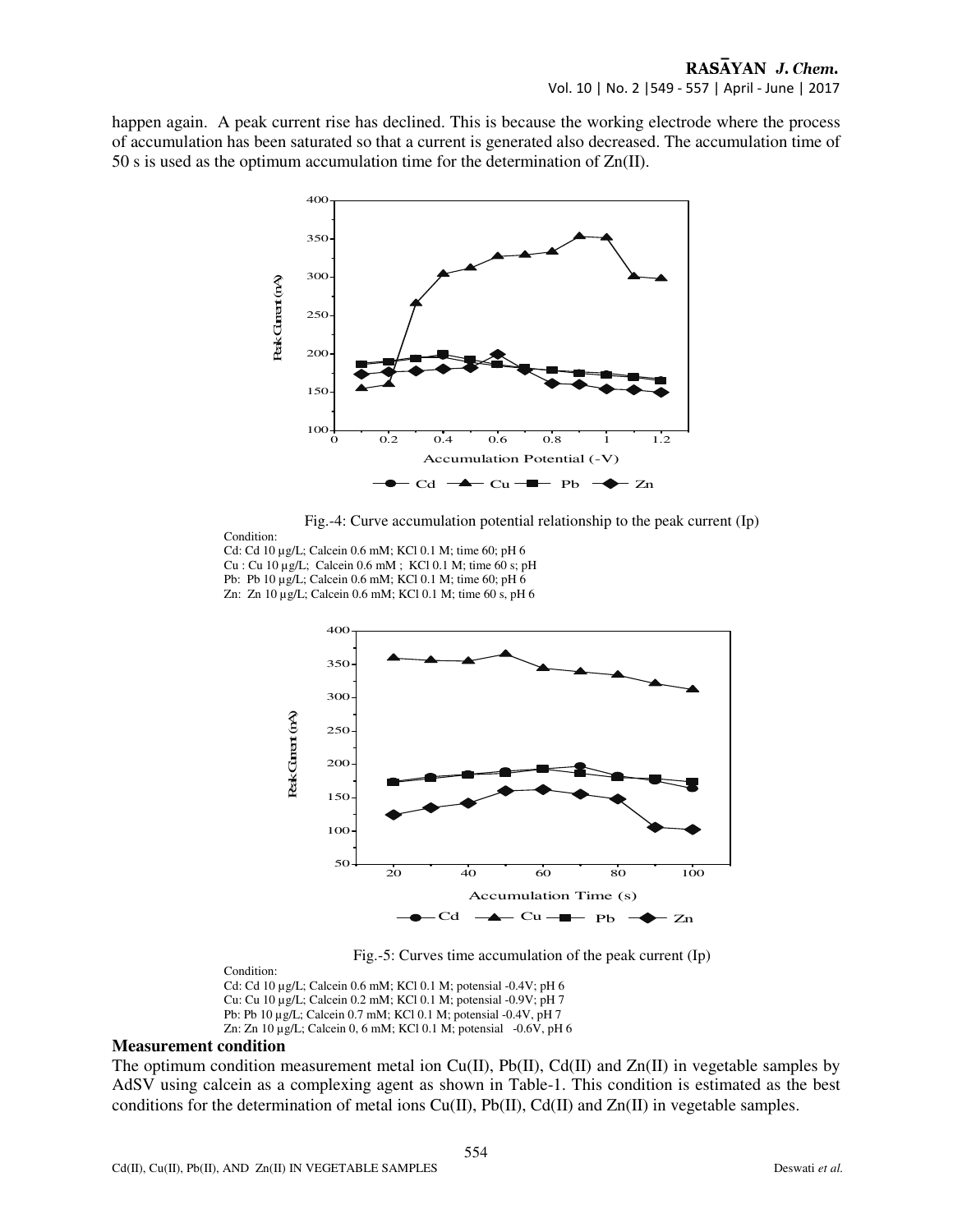happen again. A peak current rise has declined. This is because the working electrode where the process of accumulation has been saturated so that a current is generated also decreased. The accumulation time of 50 s is used as the optimum accumulation time for the determination of Zn(II).

Fig.-4: Curve accumulation potential relationship to the peak current (Ip)

Condition:
Cd: Cd 10 µg/L; Calcein 0.6 mM; KCl 0.1 M; time 60; pH 6
Cu : Cu 10 µg/L; Calcein 0.6 mM ; KCl 0.1 M; time 60 s; pH
Pb: Pb 10 µg/L; Calcein 0.6 mM; KCl 0.1 M; time 60; pH 6
Zn: Zn 10 µg/L; Calcein 0.6 mM; KCl 0.1 M; time 60 s, pH 6

Fig.-5: Curves time accumulation of the peak current (Ip)

Condition:
Cd: Cd 10 µg/L; Calcein 0.6 mM; KCl 0.1 M; potensial -0.4V; pH 6
Cu: Cu 10 µg/L; Calcein 0.2 mM; KCl 0.1 M; potensial -0.9V; pH 7
Pb: Pb 10 µg/L; Calcein 0.7 mM; KCl 0.1 M; potensial -0.4V, pH 7
Zn: Zn 10 µg/L; Calcein 0, 6 mM; KCl 0.1 M; potensial -0.6V, pH 6

**Measurement condition**

The optimum condition measurement metal ion Cu(II), Pb(II), Cd(II) and Zn(II) in vegetable samples by AdSV using calcein as a complexing agent as shown in Table-1. This condition is estimated as the best conditions for the determination of metal ions Cu(II), Pb(II), Cd(II) and Zn(II) in vegetable samples.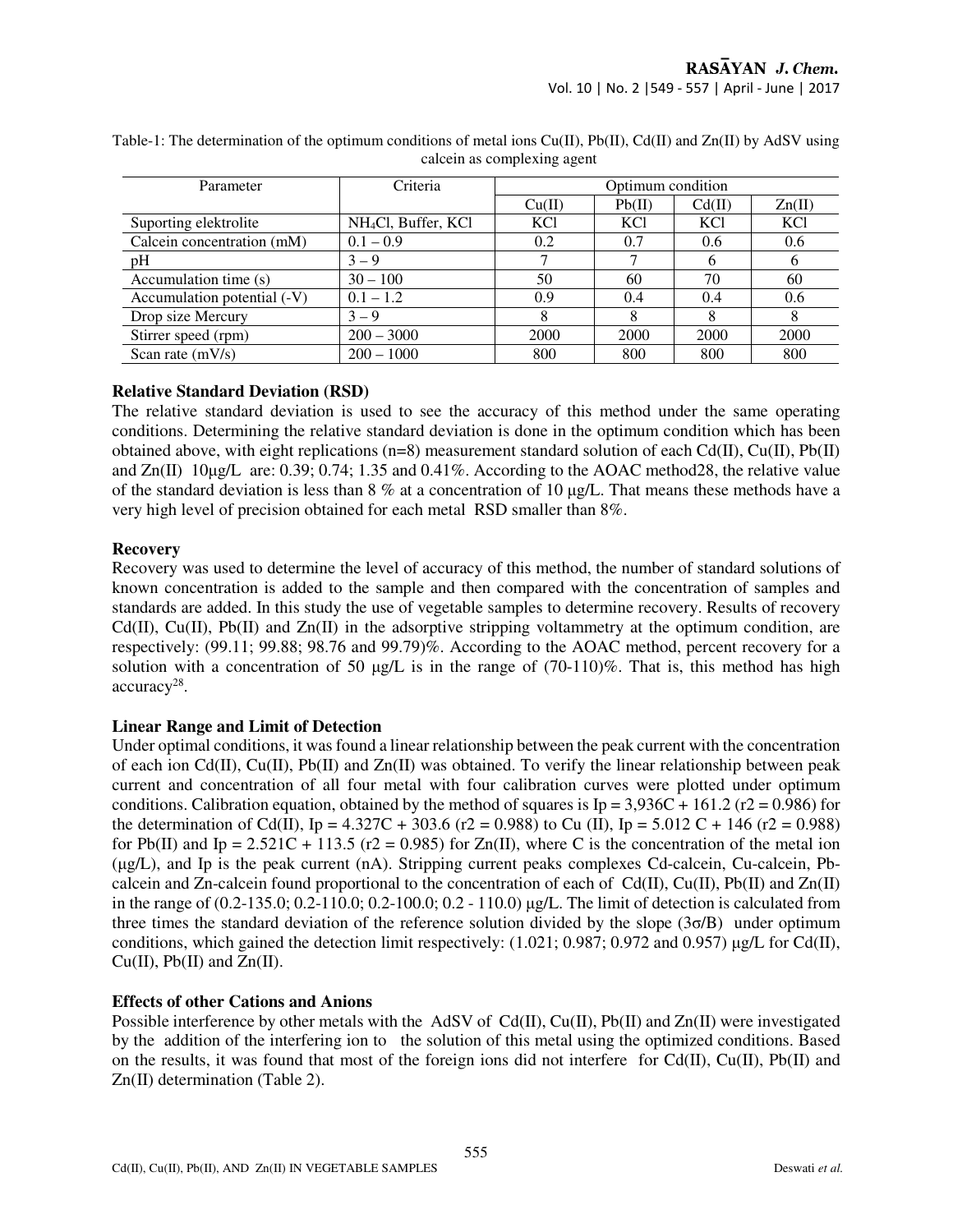Table-1: The determination of the optimum conditions of metal ions Cu(II), Pb(II), Cd(II) and Zn(II) by AdSV using calcein as complexing agent

| Parameter | Criteria | Optimum condition | | | |
|---|---|---|---|---|---|
| | | Cu(II) | Pb(II) | Cd(II) | Zn(II) |
| Suporting elektrolite | $NH_4Cl$, Buffer, KCl | KCl | KCl | KCl | KCl |
| Calcein concentration (mM) | 0.1 – 0.9 | 0.2 | 0.7 | 0.6 | 0.6 |
| pH | 3 – 9 | 7 | 7 | 6 | 6 |
| Accumulation time (s) | 30 – 100 | 50 | 60 | 70 | 60 |
| Accumulation potential (-V) | 0.1 – 1.2 | 0.9 | 0.4 | 0.4 | 0.6 |
| Drop size Mercury | 3 – 9 | 8 | 8 | 8 | 8 |
| Stirrer speed (rpm) | 200 – 3000 | 2000 | 2000 | 2000 | 2000 |
| Scan rate (mV/s) | 200 – 1000 | 800 | 800 | 800 | 800 |

### Relative Standard Deviation (RSD)

The relative standard deviation is used to see the accuracy of this method under the same operating conditions. Determining the relative standard deviation is done in the optimum condition which has been obtained above, with eight replications (n=8) measurement standard solution of each Cd(II), Cu(II), Pb(II) and Zn(II) 10μg/L are: 0.39; 0.74; 1.35 and 0.41%. According to the AOAC method28, the relative value of the standard deviation is less than 8 % at a concentration of 10 μg/L. That means these methods have a very high level of precision obtained for each metal RSD smaller than 8%.

### Recovery

Recovery was used to determine the level of accuracy of this method, the number of standard solutions of known concentration is added to the sample and then compared with the concentration of samples and standards are added. In this study the use of vegetable samples to determine recovery. Results of recovery Cd(II), Cu(II), Pb(II) and Zn(II) in the adsorptive stripping voltammetry at the optimum condition, are respectively: (99.11; 99.88; 98.76 and 99.79)%. According to the AOAC method, percent recovery for a solution with a concentration of 50 μg/L is in the range of (70-110)%. That is, this method has high accuracy[28].

### Linear Range and Limit of Detection

Under optimal conditions, it was found a linear relationship between the peak current with the concentration of each ion Cd(II), Cu(II), Pb(II) and Zn(II) was obtained. To verify the linear relationship between peak current and concentration of all four metal with four calibration curves were plotted under optimum conditions. Calibration equation, obtained by the method of squares is $Ip = 3{,}936C + 161.2$ ($r2 = 0.986$) for the determination of Cd(II), $Ip = 4.327C + 303.6$ ($r2 = 0.988$) to Cu (II), $Ip = 5.012\ C + 146$ ($r2 = 0.988$) for Pb(II) and $Ip = 2.521C + 113.5$ ($r2 = 0.985$) for Zn(II), where C is the concentration of the metal ion (μg/L), and Ip is the peak current (nA). Stripping current peaks complexes Cd-calcein, Cu-calcein, Pb-calcein and Zn-calcein found proportional to the concentration of each of Cd(II), Cu(II), Pb(II) and Zn(II) in the range of (0.2-135.0; 0.2-110.0; 0.2-100.0; 0.2 - 110.0) μg/L. The limit of detection is calculated from three times the standard deviation of the reference solution divided by the slope ($3\sigma/B$) under optimum conditions, which gained the detection limit respectively: (1.021; 0.987; 0.972 and 0.957) μg/L for Cd(II), Cu(II), Pb(II) and Zn(II).

### Effects of other Cations and Anions

Possible interference by other metals with the AdSV of Cd(II), Cu(II), Pb(II) and Zn(II) were investigated by the addition of the interfering ion to the solution of this metal using the optimized conditions. Based on the results, it was found that most of the foreign ions did not interfere for Cd(II), Cu(II), Pb(II) and Zn(II) determination (Table 2).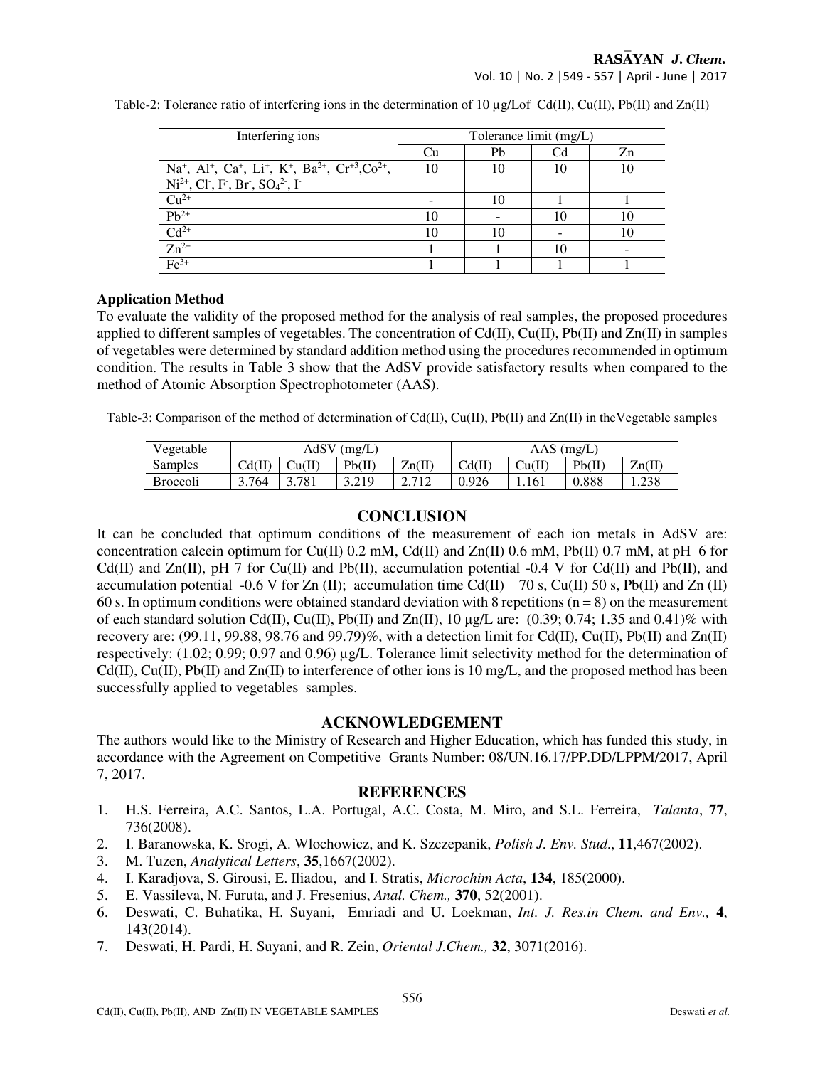Table-2: Tolerance ratio of interfering ions in the determination of 10 µg/Lof Cd(II), Cu(II), Pb(II) and Zn(II)

| Interfering ions | Tolerance limit (mg/L) | | | |
|---|---|---|---|---|
| | Cu | Pb | Cd | Zn |
| $Na^+$, $Al^+$, $Ca^+$, $Li^+$, $K^+$, $Ba^{2+}$, $Cr^{+3}$, $Co^{2+}$, $Ni^{2+}$, $Cl^-$, $F^-$, $Br^-$, $SO_4^{2-}$, $I^-$ | 10 | 10 | 10 | 10 |
| $Cu^{2+}$ | - | 10 | 1 | 1 |
| $Pb^{2+}$ | 10 | - | 10 | 10 |
| $Cd^{2+}$ | 10 | 10 | - | 10 |
| $Zn^{2+}$ | 1 | 1 | 10 | - |
| $Fe^{3+}$ | 1 | 1 | 1 | 1 |

**Application Method**

To evaluate the validity of the proposed method for the analysis of real samples, the proposed procedures applied to different samples of vegetables. The concentration of Cd(II), Cu(II), Pb(II) and Zn(II) in samples of vegetables were determined by standard addition method using the procedures recommended in optimum condition. The results in Table 3 show that the AdSV provide satisfactory results when compared to the method of Atomic Absorption Spectrophotometer (AAS).

Table-3: Comparison of the method of determination of Cd(II), Cu(II), Pb(II) and Zn(II) in theVegetable samples

| Vegetable Samples | AdSV (mg/L) | | | | AAS (mg/L) | | | |
|---|---|---|---|---|---|---|---|---|
| | Cd(II) | Cu(II) | Pb(II) | Zn(II) | Cd(II) | Cu(II) | Pb(II) | Zn(II) |
| Broccoli | 3.764 | 3.781 | 3.219 | 2.712 | 0.926 | 1.161 | 0.888 | 1.238 |

## CONCLUSION

It can be concluded that optimum conditions of the measurement of each ion metals in AdSV are: concentration calcein optimum for Cu(II) 0.2 mM, Cd(II) and Zn(II) 0.6 mM, Pb(II) 0.7 mM, at pH 6 for Cd(II) and Zn(II), pH 7 for Cu(II) and Pb(II), accumulation potential -0.4 V for Cd(II) and Pb(II), and accumulation potential -0.6 V for Zn (II); accumulation time Cd(II) 70 s, Cu(II) 50 s, Pb(II) and Zn (II) 60 s. In optimum conditions were obtained standard deviation with 8 repetitions ($n = 8$) on the measurement of each standard solution Cd(II), Cu(II), Pb(II) and Zn(II), 10 µg/L are: (0.39; 0.74; 1.35 and 0.41)% with recovery are: (99.11, 99.88, 98.76 and 99.79)%, with a detection limit for Cd(II), Cu(II), Pb(II) and Zn(II) respectively: (1.02; 0.99; 0.97 and 0.96) µg/L. Tolerance limit selectivity method for the determination of Cd(II), Cu(II), Pb(II) and Zn(II) to interference of other ions is 10 mg/L, and the proposed method has been successfully applied to vegetables samples.

## ACKNOWLEDGEMENT

The authors would like to the Ministry of Research and Higher Education, which has funded this study, in accordance with the Agreement on Competitive Grants Number: 08/UN.16.17/PP.DD/LPPM/2017, April 7, 2017.

## REFERENCES

1. H.S. Ferreira, A.C. Santos, L.A. Portugal, A.C. Costa, M. Miro, and S.L. Ferreira, *Talanta*, **77**, 736(2008).
2. I. Baranowska, K. Srogi, A. Wlochowicz, and K. Szczepanik, *Polish J. Env. Stud*., **11**,467(2002).
3. M. Tuzen, *Analytical Letters*, **35**,1667(2002).
4. I. Karadjova, S. Girousi, E. Iliadou, and I. Stratis, *Microchim Acta*, **134**, 185(2000).
5. E. Vassileva, N. Furuta, and J. Fresenius, *Anal. Chem.,* **370**, 52(2001).
6. Deswati, C. Buhatika, H. Suyani, Emriadi and U. Loekman, *Int. J. Res.in Chem. and Env.,* **4**, 143(2014).
7. Deswati, H. Pardi, H. Suyani, and R. Zein, *Oriental J.Chem.,* **32**, 3071(2016).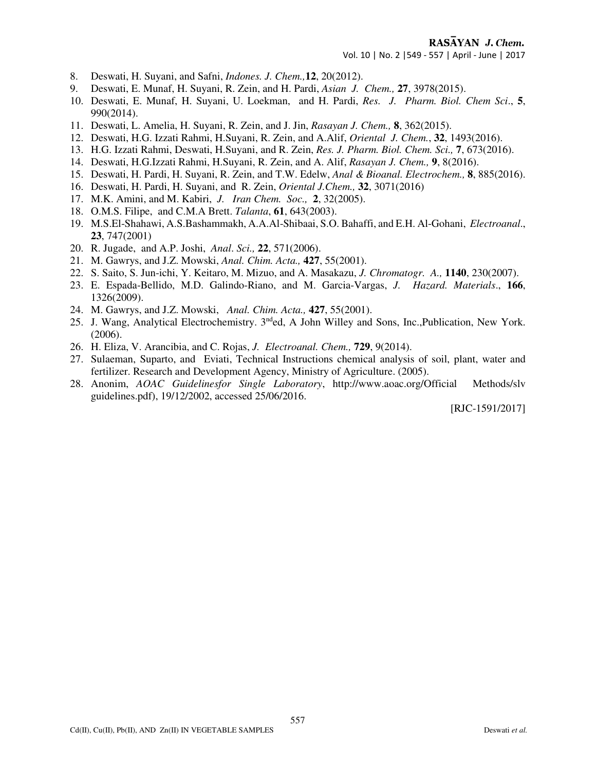8. Deswati, H. Suyani, and Safni, *Indones. J. Chem.,* **12**, 20(2012).
9. Deswati, E. Munaf, H. Suyani, R. Zein, and H. Pardi, *Asian J. Chem.,* **27**, 3978(2015).
10. Deswati, E. Munaf, H. Suyani, U. Loekman, and H. Pardi, *Res. J. Pharm. Biol. Chem Sci*., **5**, 990(2014).
11. Deswati, L. Amelia, H. Suyani, R. Zein, and J. Jin, *Rasayan J. Chem.,* **8**, 362(2015).
12. Deswati, H.G. Izzati Rahmi, H.Suyani, R. Zein, and A.Alif, *Oriental J. Chem.*, **32**, 1493(2016).
13. H.G. Izzati Rahmi, Deswati, H.Suyani, and R. Zein, *Res. J. Pharm. Biol. Chem. Sci.,* **7**, 673(2016).
14. Deswati, H.G.Izzati Rahmi, H.Suyani, R. Zein, and A. Alif, *Rasayan J. Chem.,* **9**, 8(2016).
15. Deswati, H. Pardi, H. Suyani, R. Zein, and T.W. Edelw, *Anal & Bioanal. Electrochem.,* **8**, 885(2016).
16. Deswati, H. Pardi, H. Suyani, and R. Zein, *Oriental J.Chem.,* **32**, 3071(2016)
17. M.K. Amini, and M. Kabiri, *J. Iran Chem. Soc.,* **2**, 32(2005).
18. O.M.S. Filipe, and C.M.A Brett. *Talanta*, **61**, 643(2003).
19. M.S.El-Shahawi, A.S.Bashammakh, A.A.Al-Shibaai, S.O. Bahaffi, and E.H. Al-Gohani, *Electroanal*., **23**, 747(2001)
20. R. Jugade, and A.P. Joshi, *Anal. Sci.,* **22**, 571(2006).
21. M. Gawrys, and J.Z. Mowski, *Anal. Chim. Acta.,* **427**, 55(2001).
22. S. Saito, S. Jun-ichi, Y. Keitaro, M. Mizuo, and A. Masakazu, *J. Chromatogr. A.,* **1140**, 230(2007).
23. E. Espada-Bellido, M.D. Galindo-Riano, and M. Garcia-Vargas, *J. Hazard. Materials*., **166**, 1326(2009).
24. M. Gawrys, and J.Z. Mowski, *Anal. Chim. Acta.,* **427**, 55(2001).
25. J. Wang, Analytical Electrochemistry. 3[nd]ed, A John Willey and Sons, Inc.,Publication, New York. (2006).
26. H. Eliza, V. Arancibia, and C. Rojas, *J. Electroanal. Chem.,* **729**, 9(2014).
27. Sulaeman, Suparto, and Eviati, Technical Instructions chemical analysis of soil, plant, water and fertilizer. Research and Development Agency, Ministry of Agriculture. (2005).
28. Anonim, *AOAC Guidelinesfor Single Laboratory*, http://www.aoac.org/Official Methods/slv guidelines.pdf), 19/12/2002, accessed 25/06/2016.

[RJC-1591/2017]